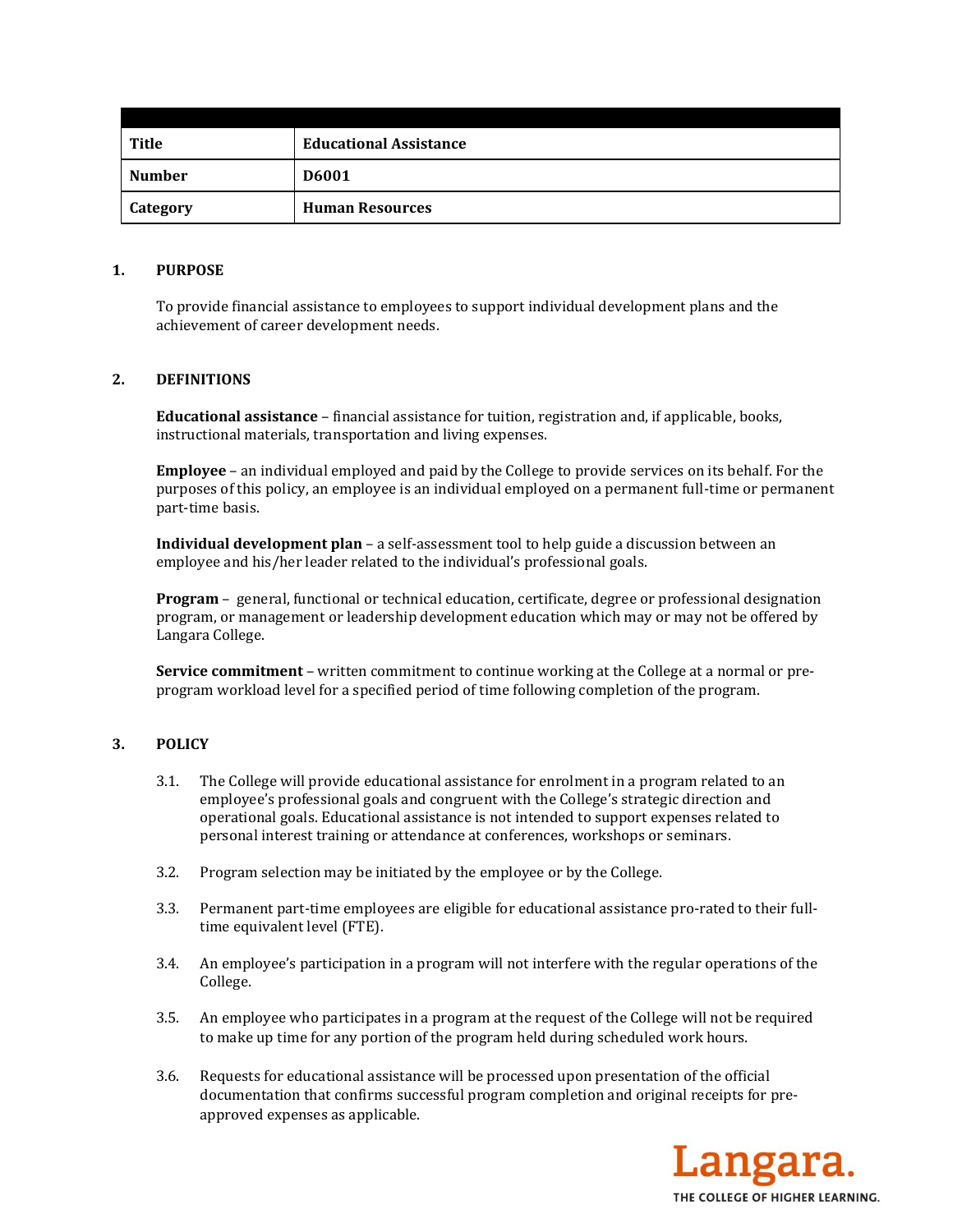| Title | Educational Assistance |
|---|---|
| Number | D6001 |
| Category | Human Resources |

## 1. PURPOSE

To provide financial assistance to employees to support individual development plans and the achievement of career development needs.

## 2. DEFINITIONS

**Educational assistance** – financial assistance for tuition, registration and, if applicable, books, instructional materials, transportation and living expenses.

**Employee** – an individual employed and paid by the College to provide services on its behalf. For the purposes of this policy, an employee is an individual employed on a permanent full-time or permanent part-time basis.

**Individual development plan** – a self-assessment tool to help guide a discussion between an employee and his/her leader related to the individual's professional goals.

**Program** – general, functional or technical education, certificate, degree or professional designation program, or management or leadership development education which may or may not be offered by Langara College.

**Service commitment** – written commitment to continue working at the College at a normal or pre-program workload level for a specified period of time following completion of the program.

## 3. POLICY

3.1. The College will provide educational assistance for enrolment in a program related to an employee's professional goals and congruent with the College's strategic direction and operational goals. Educational assistance is not intended to support expenses related to personal interest training or attendance at conferences, workshops or seminars.

3.2. Program selection may be initiated by the employee or by the College.

3.3. Permanent part-time employees are eligible for educational assistance pro-rated to their full-time equivalent level (FTE).

3.4. An employee's participation in a program will not interfere with the regular operations of the College.

3.5. An employee who participates in a program at the request of the College will not be required to make up time for any portion of the program held during scheduled work hours.

3.6. Requests for educational assistance will be processed upon presentation of the official documentation that confirms successful program completion and original receipts for pre-approved expenses as applicable.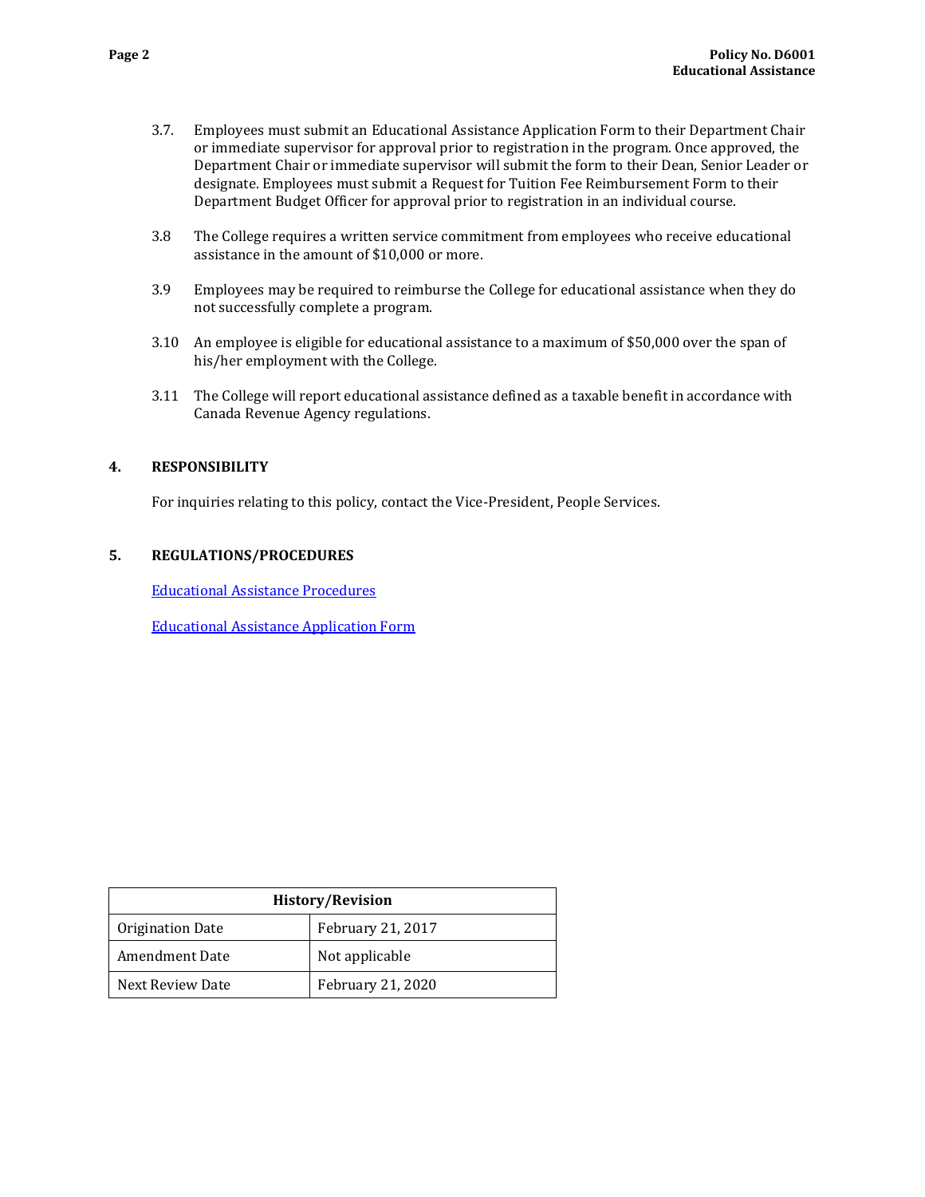3.7. Employees must submit an Educational Assistance Application Form to their Department Chair or immediate supervisor for approval prior to registration in the program. Once approved, the Department Chair or immediate supervisor will submit the form to their Dean, Senior Leader or designate. Employees must submit a Request for Tuition Fee Reimbursement Form to their Department Budget Officer for approval prior to registration in an individual course.

3.8 The College requires a written service commitment from employees who receive educational assistance in the amount of $10,000 or more.

3.9 Employees may be required to reimburse the College for educational assistance when they do not successfully complete a program.

3.10 An employee is eligible for educational assistance to a maximum of $50,000 over the span of his/her employment with the College.

3.11 The College will report educational assistance defined as a taxable benefit in accordance with Canada Revenue Agency regulations.

## 4. RESPONSIBILITY

For inquiries relating to this policy, contact the Vice-President, People Services.

## 5. REGULATIONS/PROCEDURES

Educational Assistance Procedures

Educational Assistance Application Form

| History/Revision | |
|---|---|
| Origination Date | February 21, 2017 |
| Amendment Date | Not applicable |
| Next Review Date | February 21, 2020 |